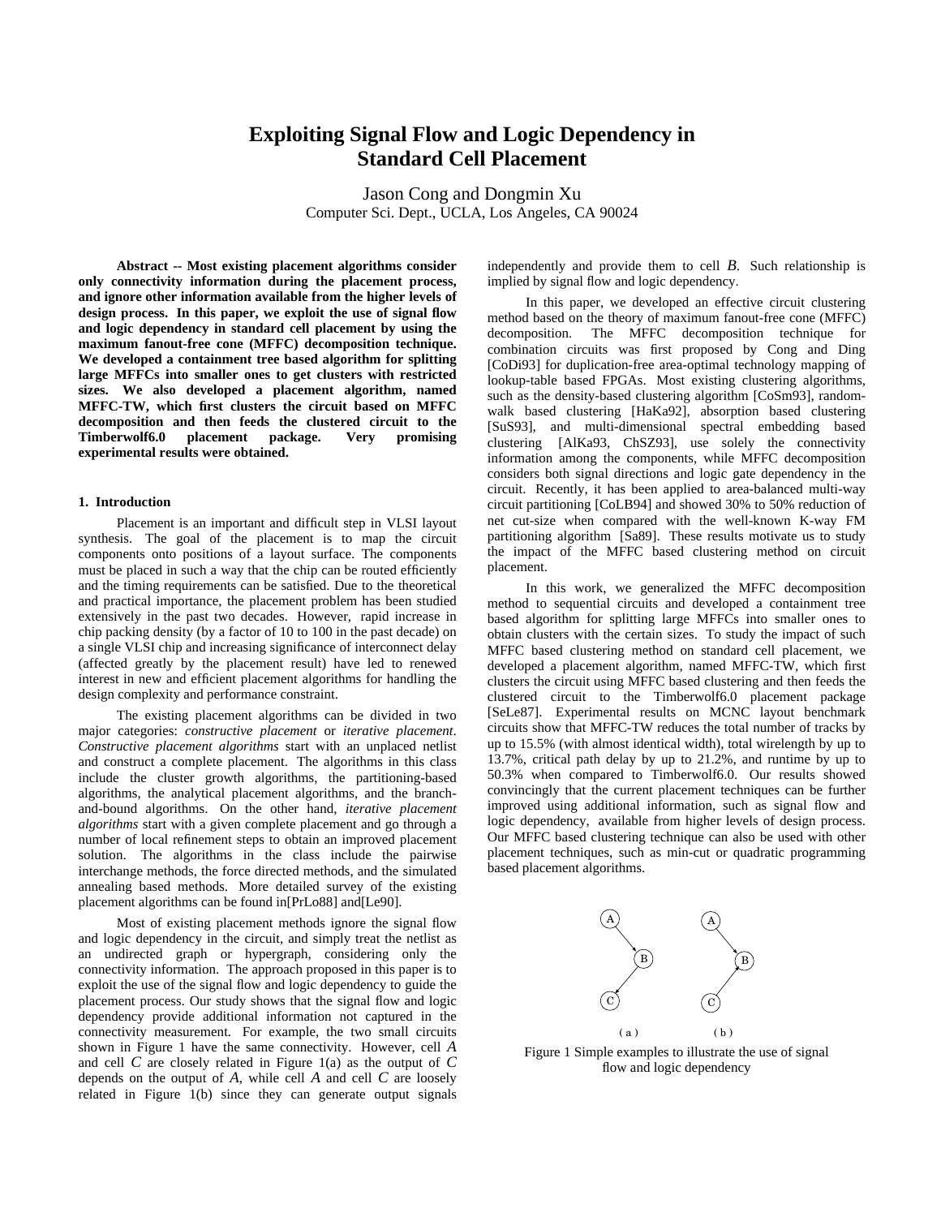# Exploiting Signal Flow and Logic Dependency in Standard Cell Placement

Jason Cong and Dongmin Xu
Computer Sci. Dept., UCLA, Los Angeles, CA 90024

**Abstract -- Most existing placement algorithms consider only connectivity information during the placement process, and ignore other information available from the higher levels of design process. In this paper, we exploit the use of signal flow and logic dependency in standard cell placement by using the maximum fanout-free cone (MFFC) decomposition technique. We developed a containment tree based algorithm for splitting large MFFCs into smaller ones to get clusters with restricted sizes. We also developed a placement algorithm, named MFFC-TW, which first clusters the circuit based on MFFC decomposition and then feeds the clustered circuit to the Timberwolf6.0 placement package. Very promising experimental results were obtained.**

## 1. Introduction

Placement is an important and difficult step in VLSI layout synthesis. The goal of the placement is to map the circuit components onto positions of a layout surface. The components must be placed in such a way that the chip can be routed efficiently and the timing requirements can be satisfied. Due to the theoretical and practical importance, the placement problem has been studied extensively in the past two decades. However, rapid increase in chip packing density (by a factor of 10 to 100 in the past decade) on a single VLSI chip and increasing significance of interconnect delay (affected greatly by the placement result) have led to renewed interest in new and efficient placement algorithms for handling the design complexity and performance constraint.

The existing placement algorithms can be divided in two major categories: *constructive placement* or *iterative placement*. *Constructive placement algorithms* start with an unplaced netlist and construct a complete placement. The algorithms in this class include the cluster growth algorithms, the partitioning-based algorithms, the analytical placement algorithms, and the branch-and-bound algorithms. On the other hand, *iterative placement algorithms* start with a given complete placement and go through a number of local refinement steps to obtain an improved placement solution. The algorithms in the class include the pairwise interchange methods, the force directed methods, and the simulated annealing based methods. More detailed survey of the existing placement algorithms can be found in[PrLo88] and[Le90].

Most of existing placement methods ignore the signal flow and logic dependency in the circuit, and simply treat the netlist as an undirected graph or hypergraph, considering only the connectivity information. The approach proposed in this paper is to exploit the use of the signal flow and logic dependency to guide the placement process. Our study shows that the signal flow and logic dependency provide additional information not captured in the connectivity measurement. For example, the two small circuits shown in Figure 1 have the same connectivity. However, cell $A$ and cell $C$ are closely related in Figure 1(a) as the output of $C$ depends on the output of $A$, while cell $A$ and cell $C$ are loosely related in Figure 1(b) since they can generate output signals independently and provide them to cell $B$. Such relationship is implied by signal flow and logic dependency.

In this paper, we developed an effective circuit clustering method based on the theory of maximum fanout-free cone (MFFC) decomposition. The MFFC decomposition technique for combination circuits was first proposed by Cong and Ding [CoDi93] for duplication-free area-optimal technology mapping of lookup-table based FPGAs. Most existing clustering algorithms, such as the density-based clustering algorithm [CoSm93], random-walk based clustering [HaKa92], absorption based clustering [SuS93], and multi-dimensional spectral embedding based clustering [AlKa93, ChSZ93], use solely the connectivity information among the components, while MFFC decomposition considers both signal directions and logic gate dependency in the circuit. Recently, it has been applied to area-balanced multi-way circuit partitioning [CoLB94] and showed 30% to 50% reduction of net cut-size when compared with the well-known K-way FM partitioning algorithm [Sa89]. These results motivate us to study the impact of the MFFC based clustering method on circuit placement.

In this work, we generalized the MFFC decomposition method to sequential circuits and developed a containment tree based algorithm for splitting large MFFCs into smaller ones to obtain clusters with the certain sizes. To study the impact of such MFFC based clustering method on standard cell placement, we developed a placement algorithm, named MFFC-TW, which first clusters the circuit using MFFC based clustering and then feeds the clustered circuit to the Timberwolf6.0 placement package [SeLe87]. Experimental results on MCNC layout benchmark circuits show that MFFC-TW reduces the total number of tracks by up to 15.5% (with almost identical width), total wirelength by up to 13.7%, critical path delay by up to 21.2%, and runtime by up to 50.3% when compared to Timberwolf6.0. Our results showed convincingly that the current placement techniques can be further improved using additional information, such as signal flow and logic dependency, available from higher levels of design process. Our MFFC based clustering technique can also be used with other placement techniques, such as min-cut or quadratic programming based placement algorithms.

Figure 1 Simple examples to illustrate the use of signal flow and logic dependency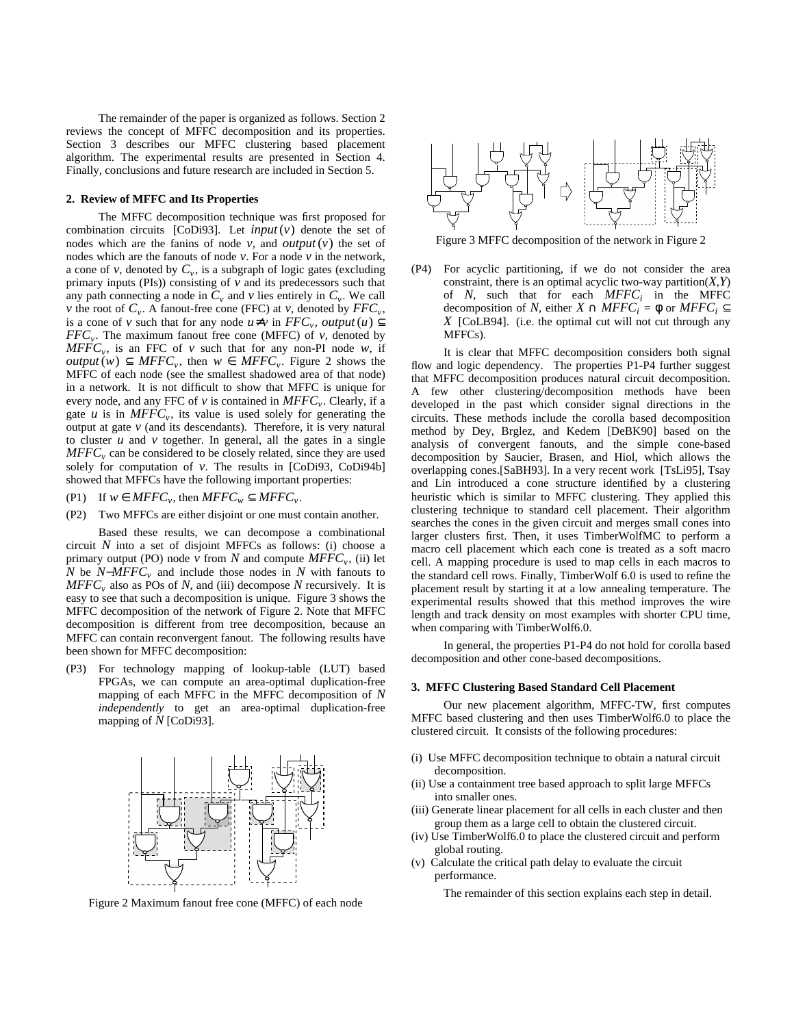The remainder of the paper is organized as follows. Section 2 reviews the concept of MFFC decomposition and its properties. Section 3 describes our MFFC clustering based placement algorithm. The experimental results are presented in Section 4. Finally, conclusions and future research are included in Section 5.

## 2. Review of MFFC and Its Properties

The MFFC decomposition technique was first proposed for combination circuits [CoDi93]. Let $input(v)$ denote the set of nodes which are the fanins of node $v$, and $output(v)$ the set of nodes which are the fanouts of node $v$. For a node $v$ in the network, a cone of $v$, denoted by $C_v$, is a subgraph of logic gates (excluding primary inputs (PIs)) consisting of $v$ and its predecessors such that any path connecting a node in $C_v$ and $v$ lies entirely in $C_v$. We call $v$ the root of $C_v$. A fanout-free cone (FFC) at $v$, denoted by $FFC_v$, is a cone of $v$ such that for any node $u \neq v$ in $FFC_v$, $output(u) \subseteq FFC_v$. The maximum fanout free cone (MFFC) of $v$, denoted by $MFFC_v$, is an FFC of $v$ such that for any non-PI node $w$, if $output(w) \subseteq MFFC_v$, then $w \in MFFC_v$. Figure 2 shows the MFFC of each node (see the smallest shadowed area of that node) in a network. It is not difficult to show that MFFC is unique for every node, and any FFC of $v$ is contained in $MFFC_v$. Clearly, if a gate $u$ is in $MFFC_v$, its value is used solely for generating the output at gate $v$ (and its descendants). Therefore, it is very natural to cluster $u$ and $v$ together. In general, all the gates in a single $MFFC_v$ can be considered to be closely related, since they are used solely for computation of $v$. The results in [CoDi93, CoDi94b] showed that MFFCs have the following important properties:

(P1) If $w \in MFFC_v$, then $MFFC_w \subseteq MFFC_v$.

(P2) Two MFFCs are either disjoint or one must contain another.

Based these results, we can decompose a combinational circuit $N$ into a set of disjoint MFFCs as follows: (i) choose a primary output (PO) node $v$ from $N$ and compute $MFFC_v$, (ii) let $N$ be $N-MFFC_v$ and include those nodes in $N$ with fanouts to $MFFC_v$ also as POs of $N$, and (iii) decompose $N$ recursively. It is easy to see that such a decomposition is unique. Figure 3 shows the MFFC decomposition of the network of Figure 2. Note that MFFC decomposition is different from tree decomposition, because an MFFC can contain reconvergent fanout. The following results have been shown for MFFC decomposition:

(P3) For technology mapping of lookup-table (LUT) based FPGAs, we can compute an area-optimal duplication-free mapping of each MFFC in the MFFC decomposition of $N$ *independently* to get an area-optimal duplication-free mapping of $N$ [CoDi93].

Figure 2 Maximum fanout free cone (MFFC) of each node

Figure 3 MFFC decomposition of the network in Figure 2

(P4) For acyclic partitioning, if we do not consider the area constraint, there is an optimal acyclic two-way partition$(X,Y)$ of $N$, such that for each $MFFC_i$ in the MFFC decomposition of $N$, either $X \cap MFFC_i = \phi$ or $MFFC_i \subseteq X$ [CoLB94]. (i.e. the optimal cut will not cut through any MFFCs).

It is clear that MFFC decomposition considers both signal flow and logic dependency. The properties P1-P4 further suggest that MFFC decomposition produces natural circuit decomposition. A few other clustering/decomposition methods have been developed in the past which consider signal directions in the circuits. These methods include the corolla based decomposition method by Dey, Brglez, and Kedem [DeBK90] based on the analysis of convergent fanouts, and the simple cone-based decomposition by Saucier, Brasen, and Hiol, which allows the overlapping cones.[SaBH93]. In a very recent work [TsLi95], Tsay and Lin introduced a cone structure identified by a clustering heuristic which is similar to MFFC clustering. They applied this clustering technique to standard cell placement. Their algorithm searches the cones in the given circuit and merges small cones into larger clusters first. Then, it uses TimberWolfMC to perform a macro cell placement which each cone is treated as a soft macro cell. A mapping procedure is used to map cells in each macros to the standard cell rows. Finally, TimberWolf 6.0 is used to refine the placement result by starting it at a low annealing temperature. The experimental results showed that this method improves the wire length and track density on most examples with shorter CPU time, when comparing with TimberWolf6.0.

In general, the properties P1-P4 do not hold for corolla based decomposition and other cone-based decompositions.

## 3. MFFC Clustering Based Standard Cell Placement

Our new placement algorithm, MFFC-TW, first computes MFFC based clustering and then uses TimberWolf6.0 to place the clustered circuit. It consists of the following procedures:

(i) Use MFFC decomposition technique to obtain a natural circuit decomposition.
(ii) Use a containment tree based approach to split large MFFCs into smaller ones.
(iii) Generate linear placement for all cells in each cluster and then group them as a large cell to obtain the clustered circuit.
(iv) Use TimberWolf6.0 to place the clustered circuit and perform global routing.
(v) Calculate the critical path delay to evaluate the circuit performance.

The remainder of this section explains each step in detail.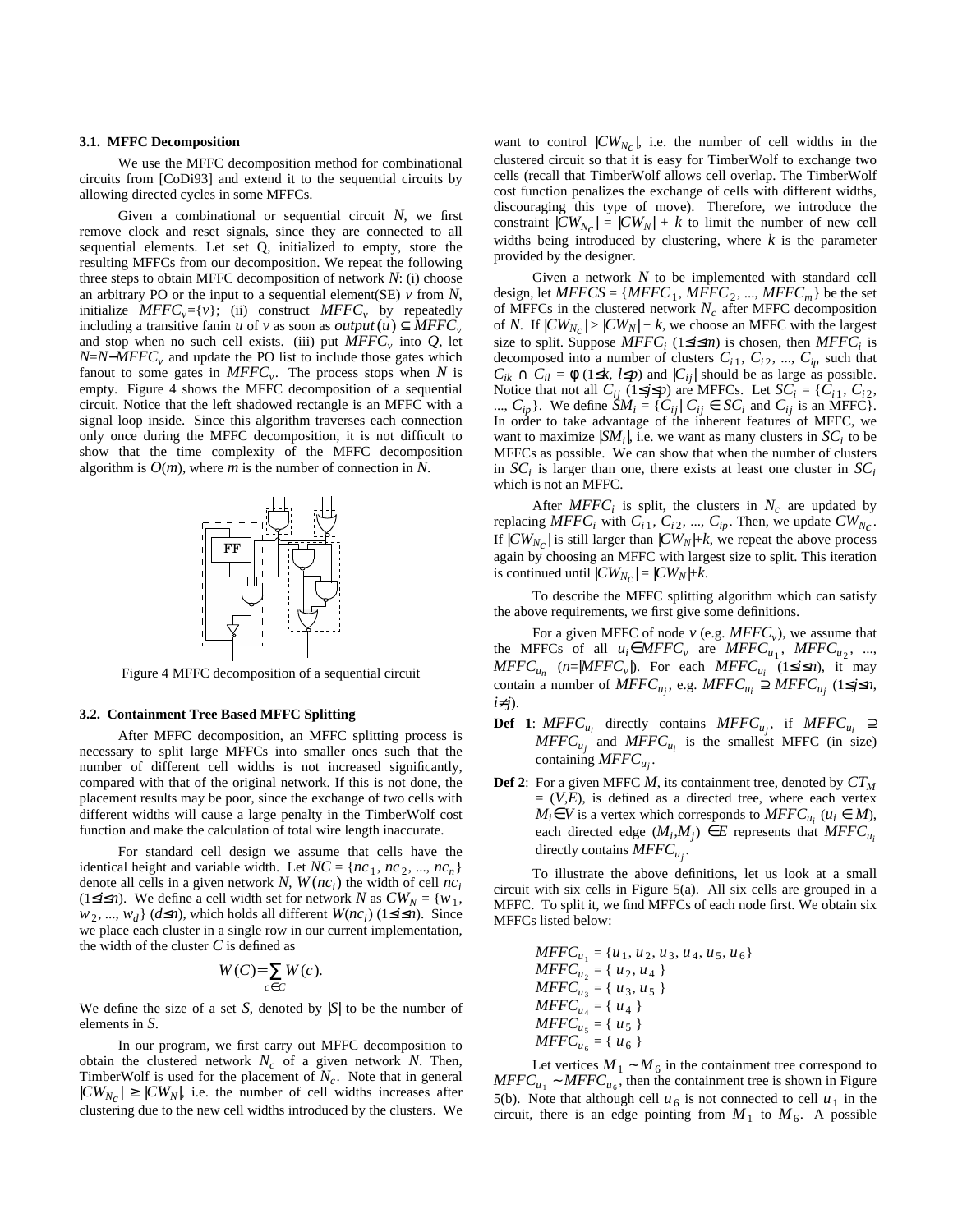### 3.1. MFFC Decomposition

We use the MFFC decomposition method for combinational circuits from [CoDi93] and extend it to the sequential circuits by allowing directed cycles in some MFFCs.

Given a combinational or sequential circuit $N$, we first remove clock and reset signals, since they are connected to all sequential elements. Let set Q, initialized to empty, store the resulting MFFCs from our decomposition. We repeat the following three steps to obtain MFFC decomposition of network $N$: (i) choose an arbitrary PO or the input to a sequential element(SE) $v$ from $N$, initialize $MFFC_v$={$v$}; (ii) construct $MFFC_v$ by repeatedly including a transitive fanin $u$ of $v$ as soon as $output(u) \subseteq MFFC_v$ and stop when no such cell exists. (iii) put $MFFC_v$ into $Q$, let $N$=$N$−$MFFC_v$ and update the PO list to include those gates which fanout to some gates in $MFFC_v$. The process stops when $N$ is empty. Figure 4 shows the MFFC decomposition of a sequential circuit. Notice that the left shadowed rectangle is an MFFC with a signal loop inside. Since this algorithm traverses each connection only once during the MFFC decomposition, it is not difficult to show that the time complexity of the MFFC decomposition algorithm is $O(m)$, where $m$ is the number of connection in $N$.

Figure 4 MFFC decomposition of a sequential circuit

### 3.2. Containment Tree Based MFFC Splitting

After MFFC decomposition, an MFFC splitting process is necessary to split large MFFCs into smaller ones such that the number of different cell widths is not increased significantly, compared with that of the original network. If this is not done, the placement results may be poor, since the exchange of two cells with different widths will cause a large penalty in the TimberWolf cost function and make the calculation of total wire length inaccurate.

For standard cell design we assume that cells have the identical height and variable width. Let $NC = \{nc_1, nc_2, ..., nc_n\}$ denote all cells in a given network $N$, $W(nc_i)$ the width of cell $nc_i$ ($1 \le i \le n$). We define a cell width set for network $N$ as $CW_N = \{w_1, w_2, ..., w_d\}$ ($d \le n$), which holds all different $W(nc_i)$ ($1 \le i \le n$). Since we place each cluster in a single row in our current implementation, the width of the cluster $C$ is defined as

$$W(C) = \sum_{c \in C} W(c).$$

We define the size of a set $S$, denoted by $|S|$ to be the number of elements in $S$.

In our program, we first carry out MFFC decomposition to obtain the clustered network $N_c$ of a given network $N$. Then, TimberWolf is used for the placement of $N_c$. Note that in general $|CW_{N_C}| \ge |CW_N|$, i.e. the number of cell widths increases after clustering due to the new cell widths introduced by the clusters. We want to control $|CW_{N_C}|$, i.e. the number of cell widths in the clustered circuit so that it is easy for TimberWolf to exchange two cells (recall that TimberWolf allows cell overlap. The TimberWolf cost function penalizes the exchange of cells with different widths, discouraging this type of move). Therefore, we introduce the constraint $|CW_{N_C}| = |CW_N| + k$ to limit the number of new cell widths being introduced by clustering, where $k$ is the parameter provided by the designer.

Given a network $N$ to be implemented with standard cell design, let $MFFCS = \{MFFC_1, MFFC_2, ..., MFFC_m\}$ be the set of MFFCs in the clustered network $N_c$ after MFFC decomposition of $N$. If $|CW_{N_C}| > |CW_N| + k$, we choose an MFFC with the largest size to split. Suppose $MFFC_i$ ($1 \le i \le m$) is chosen, then $MFFC_i$ is decomposed into a number of clusters $C_{i1}, C_{i2}, ..., C_{ip}$ such that $C_{ik} \cap C_{il} = \phi$ ($1 \le k, l \le p$) and $|C_{ij}|$ should be as large as possible. Notice that not all $C_{ij}$ ($1 \le j \le p$) are MFFCs. Let $SC_i = \{C_{i1}, C_{i2}, ..., C_{ip}\}$. We define $SM_i = \{C_{ij} \mid C_{ij} \in SC_i$ and $C_{ij}$ is an MFFC$\}$. In order to take advantage of the inherent features of MFFC, we want to maximize $|SM_i|$, i.e. we want as many clusters in $SC_i$ to be MFFCs as possible. We can show that when the number of clusters in $SC_i$ is larger than one, there exists at least one cluster in $SC_i$ which is not an MFFC.

After $MFFC_i$ is split, the clusters in $N_c$ are updated by replacing $MFFC_i$ with $C_{i1}, C_{i2}, ..., C_{ip}$. Then, we update $CW_{N_C}$. If $|CW_{N_C}|$ is still larger than $|CW_N|+k$, we repeat the above process again by choosing an MFFC with largest size to split. This iteration is continued until $|CW_{N_C}| = |CW_N|+k$.

To describe the MFFC splitting algorithm which can satisfy the above requirements, we first give some definitions.

For a given MFFC of node $v$ (e.g. $MFFC_v$), we assume that the MFFCs of all $u_i \in MFFC_v$ are $MFFC_{u_1}$, $MFFC_{u_2}$, ..., $MFFC_{u_n}$ ($n$=$|MFFC_v|$). For each $MFFC_{u_i}$ ($1 \le i \le n$), it may contain a number of $MFFC_{u_j}$, e.g. $MFFC_{u_i} \supseteq MFFC_{u_j}$ ($1 \le j \le n$, $i \ne j$).

**Def 1**: $MFFC_{u_i}$ directly contains $MFFC_{u_j}$, if $MFFC_{u_i} \supseteq MFFC_{u_j}$ and $MFFC_{u_i}$ is the smallest MFFC (in size) containing $MFFC_{u_j}$.

**Def 2**: For a given MFFC $M$, its containment tree, denoted by $CT_M = (V,E)$, is defined as a directed tree, where each vertex $M_i \in V$ is a vertex which corresponds to $MFFC_{u_i}$ ($u_i \in M$), each directed edge $(M_i, M_j) \in E$ represents that $MFFC_{u_i}$ directly contains $MFFC_{u_j}$.

To illustrate the above definitions, let us look at a small circuit with six cells in Figure 5(a). All six cells are grouped in a MFFC. To split it, we find MFFCs of each node first. We obtain six MFFCs listed below:

$$MFFC_{u_1} = \{u_1, u_2, u_3, u_4, u_5, u_6\}$$
$$MFFC_{u_2} = \{u_2, u_4\}$$
$$MFFC_{u_3} = \{u_3, u_5\}$$
$$MFFC_{u_4} = \{u_4\}$$
$$MFFC_{u_5} = \{u_5\}$$
$$MFFC_{u_6} = \{u_6\}$$

Let vertices $M_1 \sim M_6$ in the containment tree correspond to $MFFC_{u_1} \sim MFFC_{u_6}$, then the containment tree is shown in Figure 5(b). Note that although cell $u_6$ is not connected to cell $u_1$ in the circuit, there is an edge pointing from $M_1$ to $M_6$. A possible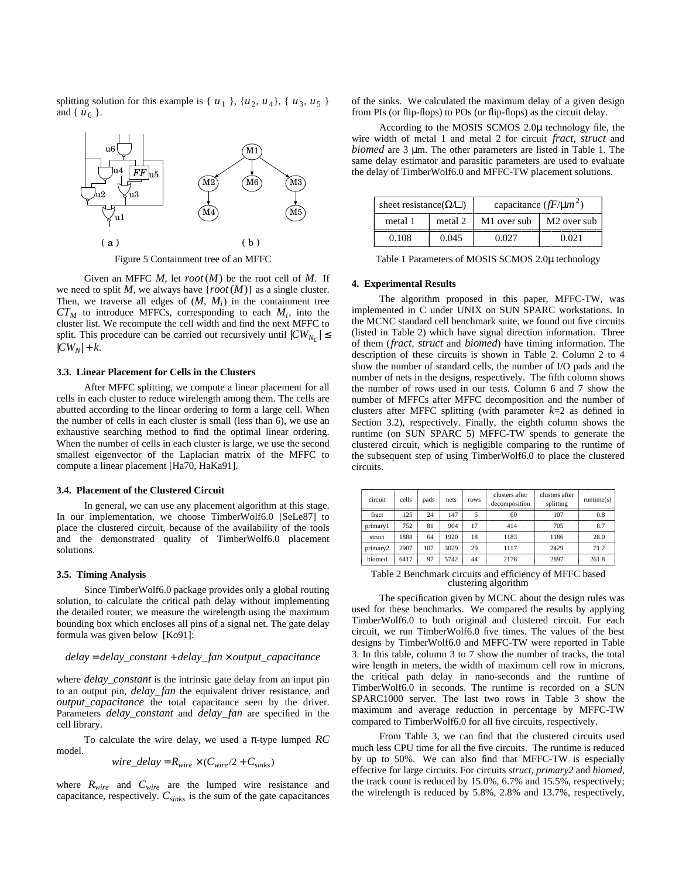splitting solution for this example is { $u_1$ }, { $u_2$, $u_4$ }, { $u_3$, $u_5$ } and { $u_6$ }.

Figure 5 Containment tree of an MFFC

Given an MFFC $M$, let $root(M)$ be the root cell of $M$. If we need to split $M$, we always have $\{root(M)\}$ as a single cluster. Then, we traverse all edges of $(M, M_i)$ in the containment tree $CT_M$ to introduce MFFCs, corresponding to each $M_i$, into the cluster list. We recompute the cell width and find the next MFFC to split. This procedure can be carried out recursively until $|CW_{N_C}| \leq |CW_N| + k$.

### 3.3. Linear Placement for Cells in the Clusters

After MFFC splitting, we compute a linear placement for all cells in each cluster to reduce wirelength among them. The cells are abutted according to the linear ordering to form a large cell. When the number of cells in each cluster is small (less than 6), we use an exhaustive searching method to find the optimal linear ordering. When the number of cells in each cluster is large, we use the second smallest eigenvector of the Laplacian matrix of the MFFC to compute a linear placement [Ha70, HaKa91].

### 3.4. Placement of the Clustered Circuit

In general, we can use any placement algorithm at this stage. In our implementation, we choose TimberWolf6.0 [SeLe87] to place the clustered circuit, because of the availability of the tools and the demonstrated quality of TimberWolf6.0 placement solutions.

### 3.5. Timing Analysis

Since TimberWolf6.0 package provides only a global routing solution, to calculate the critical path delay without implementing the detailed router, we measure the wirelength using the maximum bounding box which encloses all pins of a signal net. The gate delay formula was given below [Ko91]:

$$delay = delay\_constant + delay\_fan \times output\_capacitance$$

where $delay\_constant$ is the intrinsic gate delay from an input pin to an output pin, $delay\_fan$ the equivalent driver resistance, and $output\_capacitance$ the total capacitance seen by the driver. Parameters $delay\_constant$ and $delay\_fan$ are specified in the cell library.

To calculate the wire delay, we used a π-type lumped $RC$ model.

$$wire\_delay = R_{wire} \times (C_{wire}/2 + C_{sinks})$$

where $R_{wire}$ and $C_{wire}$ are the lumped wire resistance and capacitance, respectively. $C_{sinks}$ is the sum of the gate capacitances of the sinks. We calculated the maximum delay of a given design from PIs (or flip-flops) to POs (or flip-flops) as the circuit delay.

According to the MOSIS SCMOS 2.0µ technology file, the wire width of metal 1 and metal 2 for circuit *fract*, *struct* and *biomed* are 3 µm. The other parameters are listed in Table 1. The same delay estimator and parasitic parameters are used to evaluate the delay of TimberWolf6.0 and MFFC-TW placement solutions.

| sheet resistance(Ω/□) | | capacitance ($fF/\mu m^2$) | |
|---|---|---|---|
| metal 1 | metal 2 | M1 over sub | M2 over sub |
| 0.108 | 0.045 | 0.027 | 0.021 |

Table 1 Parameters of MOSIS SCMOS 2.0µ technology

## 4. Experimental Results

The algorithm proposed in this paper, MFFC-TW, was implemented in C under UNIX on SUN SPARC workstations. In the MCNC standard cell benchmark suite, we found out five circuits (listed in Table 2) which have signal direction information. Three of them (*fract*, *struct* and *biomed*) have timing information. The description of these circuits is shown in Table 2. Column 2 to 4 show the number of standard cells, the number of I/O pads and the number of nets in the designs, respectively. The fifth column shows the number of rows used in our tests. Column 6 and 7 show the number of MFFCs after MFFC decomposition and the number of clusters after MFFC splitting (with parameter $k$=2 as defined in Section 3.2), respectively. Finally, the eighth column shows the runtime (on SUN SPARC 5) MFFC-TW spends to generate the clustered circuit, which is negligible comparing to the runtime of the subsequent step of using TimberWolf6.0 to place the clustered circuits.

| circuit | cells | pads | nets | rows | clusters after decomposition | clusters after splitting | runtime(s) |
|---|---|---|---|---|---|---|---|
| fract | 125 | 24 | 147 | 5 | 60 | 107 | 0.8 |
| primary1 | 752 | 81 | 904 | 17 | 414 | 705 | 8.7 |
| struct | 1888 | 64 | 1920 | 18 | 1183 | 1186 | 28.0 |
| primary2 | 2907 | 107 | 3029 | 29 | 1117 | 2429 | 71.2 |
| biomed | 6417 | 97 | 5742 | 44 | 2176 | 2897 | 261.8 |

Table 2 Benchmark circuits and efficiency of MFFC based clustering algorithm

The specification given by MCNC about the design rules was used for these benchmarks. We compared the results by applying TimberWolf6.0 to both original and clustered circuit. For each circuit, we run TimberWolf6.0 five times. The values of the best designs by TimberWolf6.0 and MFFC-TW were reported in Table 3. In this table, column 3 to 7 show the number of tracks, the total wire length in meters, the width of maximum cell row in microns, the critical path delay in nano-seconds and the runtime of TimberWolf6.0 in seconds. The runtime is recorded on a SUN SPARC1000 server. The last two rows in Table 3 show the maximum and average reduction in percentage by MFFC-TW compared to TimberWolf6.0 for all five circuits, respectively.

From Table 3, we can find that the clustered circuits used much less CPU time for all the five circuits. The runtime is reduced by up to 50%. We can also find that MFFC-TW is especially effective for large circuits. For circuits *struct*, *primary2* and *biomed*, the track count is reduced by 15.0%, 6.7% and 15.5%, respectively; the wirelength is reduced by 5.8%, 2.8% and 13.7%, respectively,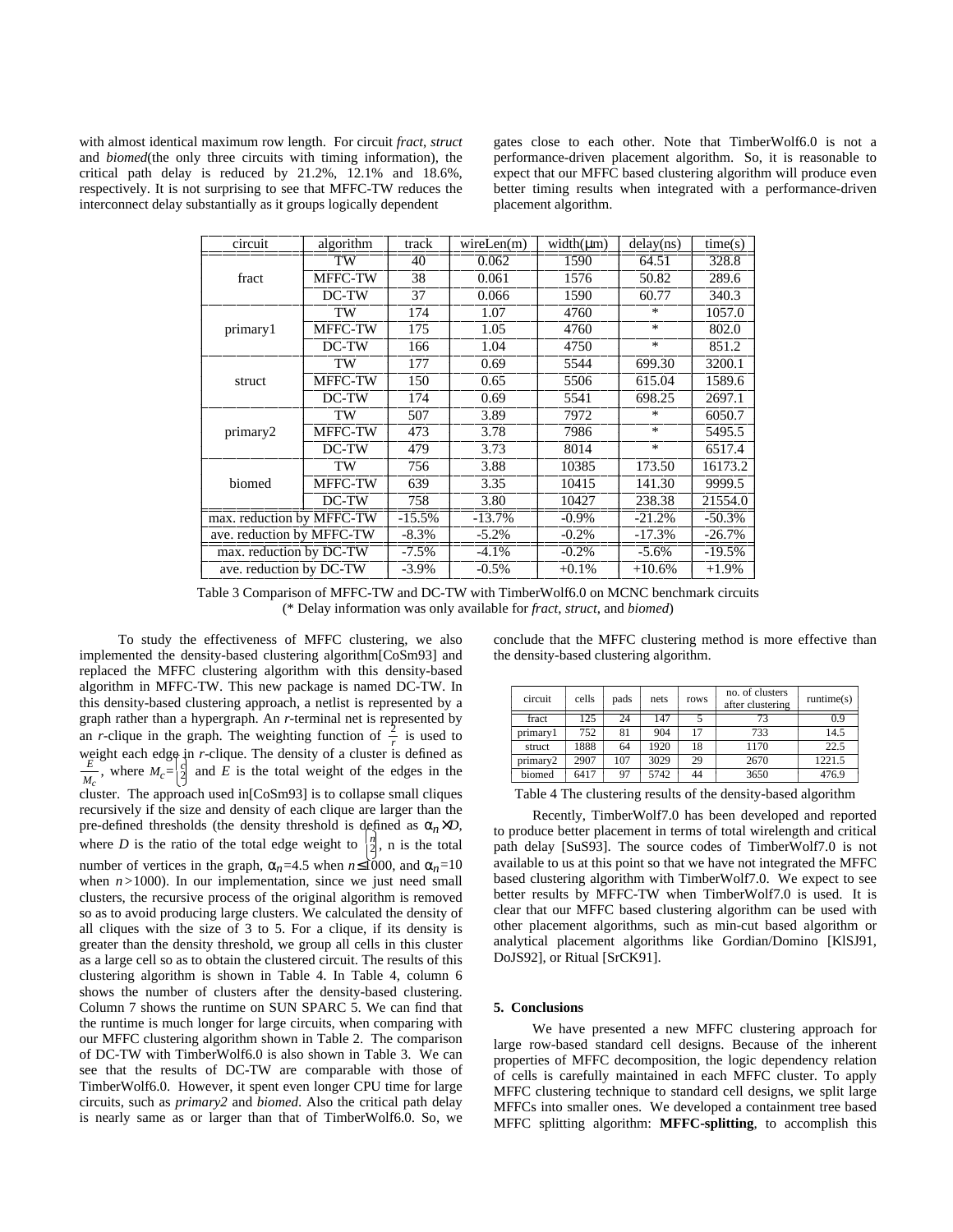with almost identical maximum row length. For circuit *fract*, *struct* and *biomed*(the only three circuits with timing information), the critical path delay is reduced by 21.2%, 12.1% and 18.6%, respectively. It is not surprising to see that MFFC-TW reduces the interconnect delay substantially as it groups logically dependent gates close to each other. Note that TimberWolf6.0 is not a performance-driven placement algorithm. So, it is reasonable to expect that our MFFC based clustering algorithm will produce even better timing results when integrated with a performance-driven placement algorithm.

| circuit | algorithm | track | wireLen(m) | width(μm) | delay(ns) | time(s) |
|---|---|---|---|---|---|---|
| fract | TW | 40 | 0.062 | 1590 | 64.51 | 328.8 |
| | MFFC-TW | 38 | 0.061 | 1576 | 50.82 | 289.6 |
| | DC-TW | 37 | 0.066 | 1590 | 60.77 | 340.3 |
| primary1 | TW | 174 | 1.07 | 4760 | * | 1057.0 |
| | MFFC-TW | 175 | 1.05 | 4760 | * | 802.0 |
| | DC-TW | 166 | 1.04 | 4750 | * | 851.2 |
| struct | TW | 177 | 0.69 | 5544 | 699.30 | 3200.1 |
| | MFFC-TW | 150 | 0.65 | 5506 | 615.04 | 1589.6 |
| | DC-TW | 174 | 0.69 | 5541 | 698.25 | 2697.1 |
| primary2 | TW | 507 | 3.89 | 7972 | * | 6050.7 |
| | MFFC-TW | 473 | 3.78 | 7986 | * | 5495.5 |
| | DC-TW | 479 | 3.73 | 8014 | * | 6517.4 |
| biomed | TW | 756 | 3.88 | 10385 | 173.50 | 16173.2 |
| | MFFC-TW | 639 | 3.35 | 10415 | 141.30 | 9999.5 |
| | DC-TW | 758 | 3.80 | 10427 | 238.38 | 21554.0 |
| max. reduction by MFFC-TW | | -15.5% | -13.7% | -0.9% | -21.2% | -50.3% |
| ave. reduction by MFFC-TW | | -8.3% | -5.2% | -0.2% | -17.3% | -26.7% |
| max. reduction by DC-TW | | -7.5% | -4.1% | -0.2% | -5.6% | -19.5% |
| ave. reduction by DC-TW | | -3.9% | -0.5% | +0.1% | +10.6% | +1.9% |

Table 3 Comparison of MFFC-TW and DC-TW with TimberWolf6.0 on MCNC benchmark circuits
(* Delay information was only available for *fract*, *struct*, and *biomed*)

To study the effectiveness of MFFC clustering, we also implemented the density-based clustering algorithm[CoSm93] and replaced the MFFC clustering algorithm with this density-based algorithm in MFFC-TW. This new package is named DC-TW. In this density-based clustering approach, a netlist is represented by a graph rather than a hypergraph. An *r*-terminal net is represented by an *r*-clique in the graph. The weighting function of $\frac{2}{r}$ is used to weight each edge in *r*-clique. The density of a cluster is defined as $\frac{E}{M_c}$, where $M_c = \binom{c}{2}$ and $E$ is the total weight of the edges in the cluster. The approach used in[CoSm93] is to collapse small cliques recursively if the size and density of each clique are larger than the pre-defined thresholds (the density threshold is defined as $\alpha_n \times D$, where $D$ is the ratio of the total edge weight to $\binom{n}{2}$, n is the total number of vertices in the graph, $\alpha_n$=4.5 when $n \leq 1000$, and $\alpha_n$=10 when $n > 1000$). In our implementation, since we just need small clusters, the recursive process of the original algorithm is removed so as to avoid producing large clusters. We calculated the density of all cliques with the size of 3 to 5. For a clique, if its density is greater than the density threshold, we group all cells in this cluster as a large cell so as to obtain the clustered circuit. The results of this clustering algorithm is shown in Table 4. In Table 4, column 6 shows the number of clusters after the density-based clustering. Column 7 shows the runtime on SUN SPARC 5. We can find that the runtime is much longer for large circuits, when comparing with our MFFC clustering algorithm shown in Table 2. The comparison of DC-TW with TimberWolf6.0 is also shown in Table 3. We can see that the results of DC-TW are comparable with those of TimberWolf6.0. However, it spent even longer CPU time for large circuits, such as *primary2* and *biomed*. Also the critical path delay is nearly same as or larger than that of TimberWolf6.0. So, we conclude that the MFFC clustering method is more effective than the density-based clustering algorithm.

| circuit | cells | pads | nets | rows | no. of clusters after clustering | runtime(s) |
|---|---|---|---|---|---|---|
| fract | 125 | 24 | 147 | 5 | 73 | 0.9 |
| primary1 | 752 | 81 | 904 | 17 | 733 | 14.5 |
| struct | 1888 | 64 | 1920 | 18 | 1170 | 22.5 |
| primary2 | 2907 | 107 | 3029 | 29 | 2670 | 1221.5 |
| biomed | 6417 | 97 | 5742 | 44 | 3650 | 476.9 |

Table 4 The clustering results of the density-based algorithm

Recently, TimberWolf7.0 has been developed and reported to produce better placement in terms of total wirelength and critical path delay [SuS93]. The source codes of TimberWolf7.0 is not available to us at this point so that we have not integrated the MFFC based clustering algorithm with TimberWolf7.0. We expect to see better results by MFFC-TW when TimberWolf7.0 is used. It is clear that our MFFC based clustering algorithm can be used with other placement algorithms, such as min-cut based algorithm or analytical placement algorithms like Gordian/Domino [KlSJ91, DoJS92], or Ritual [SrCK91].

## 5. Conclusions

We have presented a new MFFC clustering approach for large row-based standard cell designs. Because of the inherent properties of MFFC decomposition, the logic dependency relation of cells is carefully maintained in each MFFC cluster. To apply MFFC clustering technique to standard cell designs, we split large MFFCs into smaller ones. We developed a containment tree based MFFC splitting algorithm: **MFFC-splitting**, to accomplish this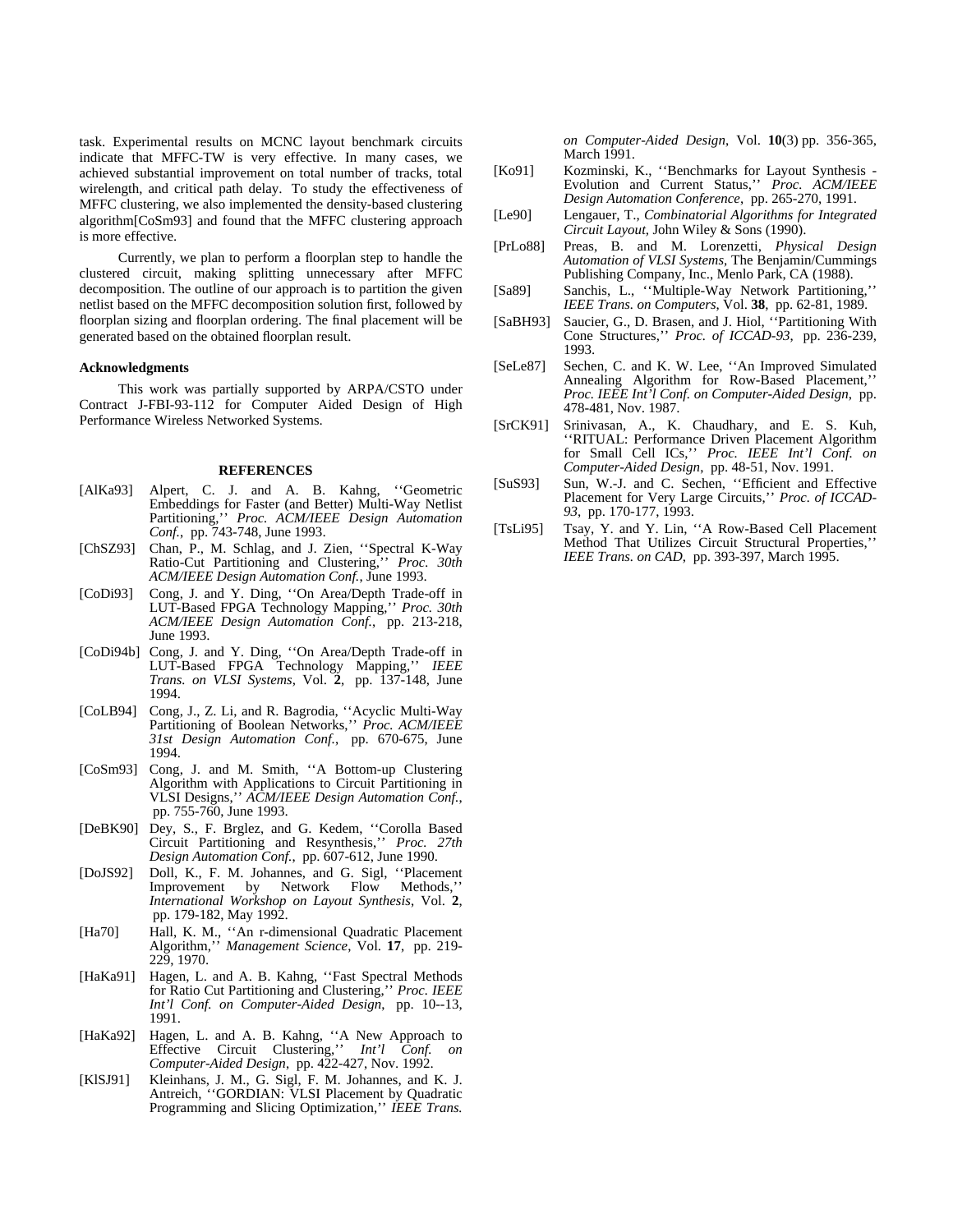task. Experimental results on MCNC layout benchmark circuits indicate that MFFC-TW is very effective. In many cases, we achieved substantial improvement on total number of tracks, total wirelength, and critical path delay. To study the effectiveness of MFFC clustering, we also implemented the density-based clustering algorithm[CoSm93] and found that the MFFC clustering approach is more effective.

Currently, we plan to perform a floorplan step to handle the clustered circuit, making splitting unnecessary after MFFC decomposition. The outline of our approach is to partition the given netlist based on the MFFC decomposition solution first, followed by floorplan sizing and floorplan ordering. The final placement will be generated based on the obtained floorplan result.

**Acknowledgments**

This work was partially supported by ARPA/CSTO under Contract J-FBI-93-112 for Computer Aided Design of High Performance Wireless Networked Systems.

## REFERENCES

[AlKa93] Alpert, C. J. and A. B. Kahng, ''Geometric Embeddings for Faster (and Better) Multi-Way Netlist Partitioning,'' *Proc. ACM/IEEE Design Automation Conf.*, pp. 743-748, June 1993.

[ChSZ93] Chan, P., M. Schlag, and J. Zien, ''Spectral K-Way Ratio-Cut Partitioning and Clustering,'' *Proc. 30th ACM/IEEE Design Automation Conf.*, June 1993.

[CoDi93] Cong, J. and Y. Ding, ''On Area/Depth Trade-off in LUT-Based FPGA Technology Mapping,'' *Proc. 30th ACM/IEEE Design Automation Conf.*, pp. 213-218, June 1993.

[CoDi94b] Cong, J. and Y. Ding, ''On Area/Depth Trade-off in LUT-Based FPGA Technology Mapping,'' *IEEE Trans. on VLSI Systems*, Vol. **2**, pp. 137-148, June 1994.

[CoLB94] Cong, J., Z. Li, and R. Bagrodia, ''Acyclic Multi-Way Partitioning of Boolean Networks,'' *Proc. ACM/IEEE 31st Design Automation Conf.*, pp. 670-675, June 1994.

[CoSm93] Cong, J. and M. Smith, ''A Bottom-up Clustering Algorithm with Applications to Circuit Partitioning in VLSI Designs,'' *ACM/IEEE Design Automation Conf.*, pp. 755-760, June 1993.

[DeBK90] Dey, S., F. Brglez, and G. Kedem, ''Corolla Based Circuit Partitioning and Resynthesis,'' *Proc. 27th Design Automation Conf.*, pp. 607-612, June 1990.

[DoJS92] Doll, K., F. M. Johannes, and G. Sigl, ''Placement Improvement by Network Flow Methods,'' *International Workshop on Layout Synthesis*, Vol. **2**, pp. 179-182, May 1992.

[Ha70] Hall, K. M., ''An r-dimensional Quadratic Placement Algorithm,'' *Management Science*, Vol. **17**, pp. 219-229, 1970.

[HaKa91] Hagen, L. and A. B. Kahng, ''Fast Spectral Methods for Ratio Cut Partitioning and Clustering,'' *Proc. IEEE Int'l Conf. on Computer-Aided Design*, pp. 10--13, 1991.

[HaKa92] Hagen, L. and A. B. Kahng, ''A New Approach to Effective Circuit Clustering,'' *Int'l Conf. on Computer-Aided Design*, pp. 422-427, Nov. 1992.

[KlSJ91] Kleinhans, J. M., G. Sigl, F. M. Johannes, and K. J. Antreich, ''GORDIAN: VLSI Placement by Quadratic Programming and Slicing Optimization,'' *IEEE Trans. on Computer-Aided Design*, Vol. **10**(3) pp. 356-365, March 1991.

[Ko91] Kozminski, K., ''Benchmarks for Layout Synthesis - Evolution and Current Status,'' *Proc. ACM/IEEE Design Automation Conference*, pp. 265-270, 1991.

[Le90] Lengauer, T., *Combinatorial Algorithms for Integrated Circuit Layout*, John Wiley & Sons (1990).

[PrLo88] Preas, B. and M. Lorenzetti, *Physical Design Automation of VLSI Systems*, The Benjamin/Cummings Publishing Company, Inc., Menlo Park, CA (1988).

[Sa89] Sanchis, L., ''Multiple-Way Network Partitioning,'' *IEEE Trans. on Computers*, Vol. **38**, pp. 62-81, 1989.

[SaBH93] Saucier, G., D. Brasen, and J. Hiol, ''Partitioning With Cone Structures,'' *Proc. of ICCAD-93*, pp. 236-239, 1993.

[SeLe87] Sechen, C. and K. W. Lee, ''An Improved Simulated Annealing Algorithm for Row-Based Placement,'' *Proc. IEEE Int'l Conf. on Computer-Aided Design*, pp. 478-481, Nov. 1987.

[SrCK91] Srinivasan, A., K. Chaudhary, and E. S. Kuh, ''RITUAL: Performance Driven Placement Algorithm for Small Cell ICs,'' *Proc. IEEE Int'l Conf. on Computer-Aided Design*, pp. 48-51, Nov. 1991.

[SuS93] Sun, W.-J. and C. Sechen, ''Efficient and Effective Placement for Very Large Circuits,'' *Proc. of ICCAD-93*, pp. 170-177, 1993.

[TsLi95] Tsay, Y. and Y. Lin, ''A Row-Based Cell Placement Method That Utilizes Circuit Structural Properties,'' *IEEE Trans. on CAD*, pp. 393-397, March 1995.